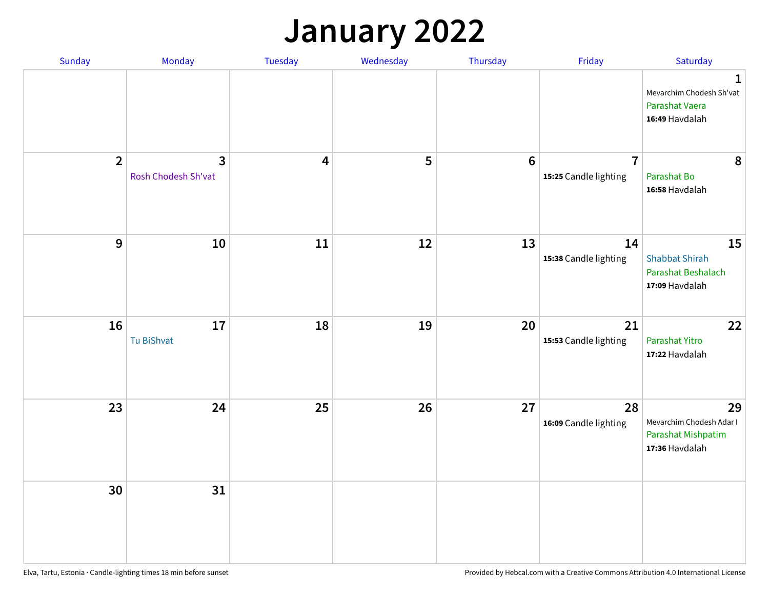# January 2022

| Sunday | Monday | Tuesday | Wednesday | Thursday | Friday | Saturday |
|---|---|---|---|---|---|---|
| | | | | | | 1<br>Mevarchim Chodesh Sh'vat<br>Parashat Vaera<br>**16:49** Havdalah |
| 2 | 3<br>Rosh Chodesh Sh'vat | 4 | 5 | 6 | 7<br>**15:25** Candle lighting | 8<br>Parashat Bo<br>**16:58** Havdalah |
| 9 | 10 | 11 | 12 | 13 | 14<br>**15:38** Candle lighting | 15<br>Shabbat Shirah<br>Parashat Beshalach<br>**17:09** Havdalah |
| 16 | 17<br>Tu BiShvat | 18 | 19 | 20 | 21<br>**15:53** Candle lighting | 22<br>Parashat Yitro<br>**17:22** Havdalah |
| 23 | 24 | 25 | 26 | 27 | 28<br>**16:09** Candle lighting | 29<br>Mevarchim Chodesh Adar I<br>Parashat Mishpatim<br>**17:36** Havdalah |
| 30 | 31 | | | | | |

Elva, Tartu, Estonia · Candle-lighting times 18 min before sunset

Provided by Hebcal.com with a Creative Commons Attribution 4.0 International License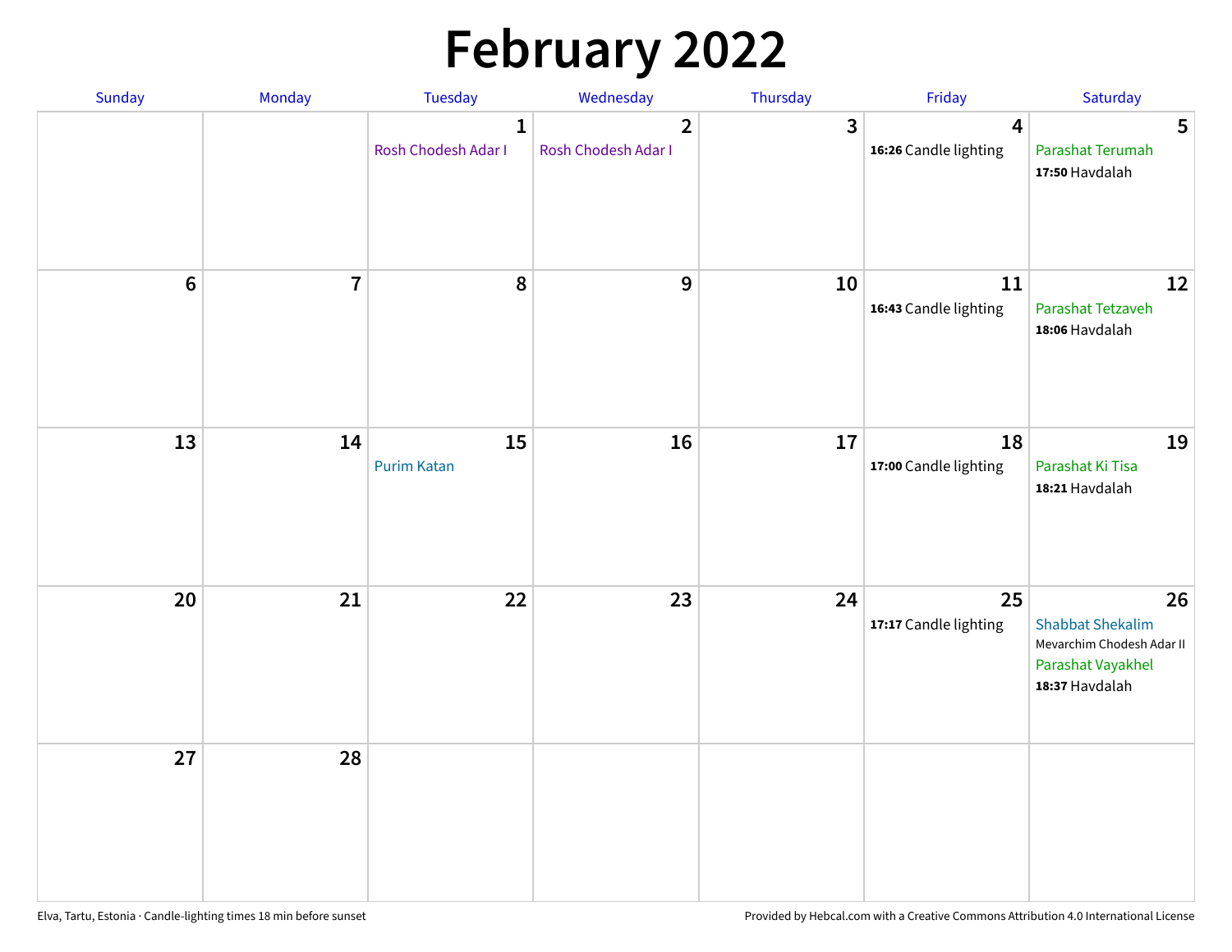# February 2022

| Sunday | Monday | Tuesday | Wednesday | Thursday | Friday | Saturday |
|---|---|---|---|---|---|---|
| | | 1 Rosh Chodesh Adar I | 2 Rosh Chodesh Adar I | 3 | 4 **16:26** Candle lighting | 5 Parashat Terumah **17:50** Havdalah |
| 6 | 7 | 8 | 9 | 10 | 11 **16:43** Candle lighting | 12 Parashat Tetzaveh **18:06** Havdalah |
| 13 | 14 | 15 Purim Katan | 16 | 17 | 18 **17:00** Candle lighting | 19 Parashat Ki Tisa **18:21** Havdalah |
| 20 | 21 | 22 | 23 | 24 | 25 **17:17** Candle lighting | 26 Shabbat Shekalim Mevarchim Chodesh Adar II Parashat Vayakhel **18:37** Havdalah |
| 27 | 28 | | | | | |

Elva, Tartu, Estonia · Candle-lighting times 18 min before sunset

Provided by Hebcal.com with a Creative Commons Attribution 4.0 International License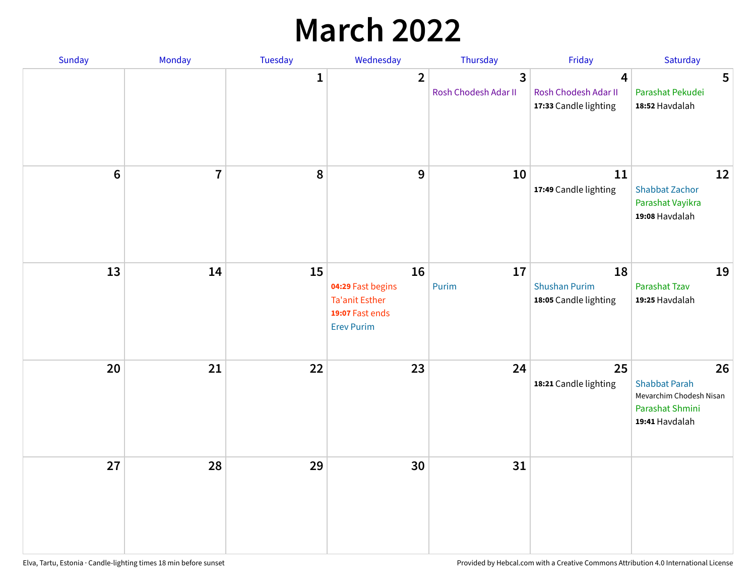# March 2022

| Sunday | Monday | Tuesday | Wednesday | Thursday | Friday | Saturday |
|---|---|---|---|---|---|---|
| | | 1 | 2 | 3<br>Rosh Chodesh Adar II | 4<br>Rosh Chodesh Adar II<br>**17:33** Candle lighting | 5<br>Parashat Pekudei<br>**18:52** Havdalah |
| 6 | 7 | 8 | 9 | 10 | 11<br>**17:49** Candle lighting | 12<br>Shabbat Zachor<br>Parashat Vayikra<br>**19:08** Havdalah |
| 13 | 14 | 15 | 16<br>**04:29** Fast begins<br>Ta'anit Esther<br>**19:07** Fast ends<br>Erev Purim | 17<br>Purim | 18<br>Shushan Purim<br>**18:05** Candle lighting | 19<br>Parashat Tzav<br>**19:25** Havdalah |
| 20 | 21 | 22 | 23 | 24 | 25<br>**18:21** Candle lighting | 26<br>Shabbat Parah<br>Mevarchim Chodesh Nisan<br>Parashat Shmini<br>**19:41** Havdalah |
| 27 | 28 | 29 | 30 | 31 | | |

Elva, Tartu, Estonia · Candle-lighting times 18 min before sunset

Provided by Hebcal.com with a Creative Commons Attribution 4.0 International License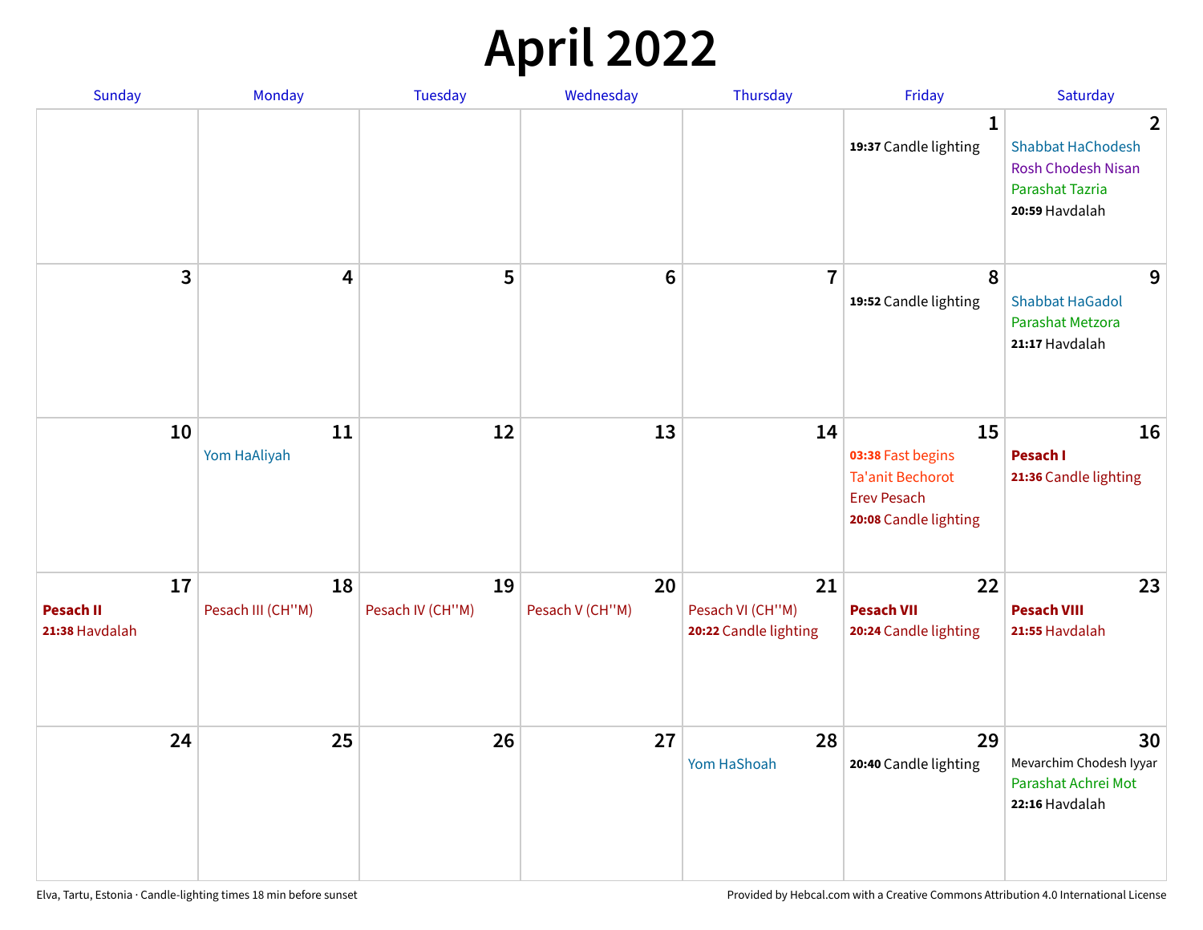# April 2022

| Sunday | Monday | Tuesday | Wednesday | Thursday | Friday | Saturday |
|---|---|---|---|---|---|---|
| | | | | | 1<br>**19:37** Candle lighting | 2<br>Shabbat HaChodesh<br>Rosh Chodesh Nisan<br>Parashat Tazria<br>**20:59** Havdalah |
| 3 | 4 | 5 | 6 | 7 | 8<br>**19:52** Candle lighting | 9<br>Shabbat HaGadol<br>Parashat Metzora<br>**21:17** Havdalah |
| 10 | 11<br>Yom HaAliyah | 12 | 13 | 14 | 15<br>**03:38** Fast begins<br>Ta'anit Bechorot<br>Erev Pesach<br>**20:08** Candle lighting | 16<br>**Pesach I**<br>**21:36** Candle lighting |
| 17<br>**Pesach II**<br>**21:38** Havdalah | 18<br>Pesach III (CH''M) | 19<br>Pesach IV (CH''M) | 20<br>Pesach V (CH''M) | 21<br>Pesach VI (CH''M)<br>**20:22** Candle lighting | 22<br>**Pesach VII**<br>**20:24** Candle lighting | 23<br>**Pesach VIII**<br>**21:55** Havdalah |
| 24 | 25 | 26 | 27 | 28<br>Yom HaShoah | 29<br>**20:40** Candle lighting | 30<br>Mevarchim Chodesh Iyyar<br>Parashat Achrei Mot<br>**22:16** Havdalah |

Elva, Tartu, Estonia · Candle-lighting times 18 min before sunset

Provided by Hebcal.com with a Creative Commons Attribution 4.0 International License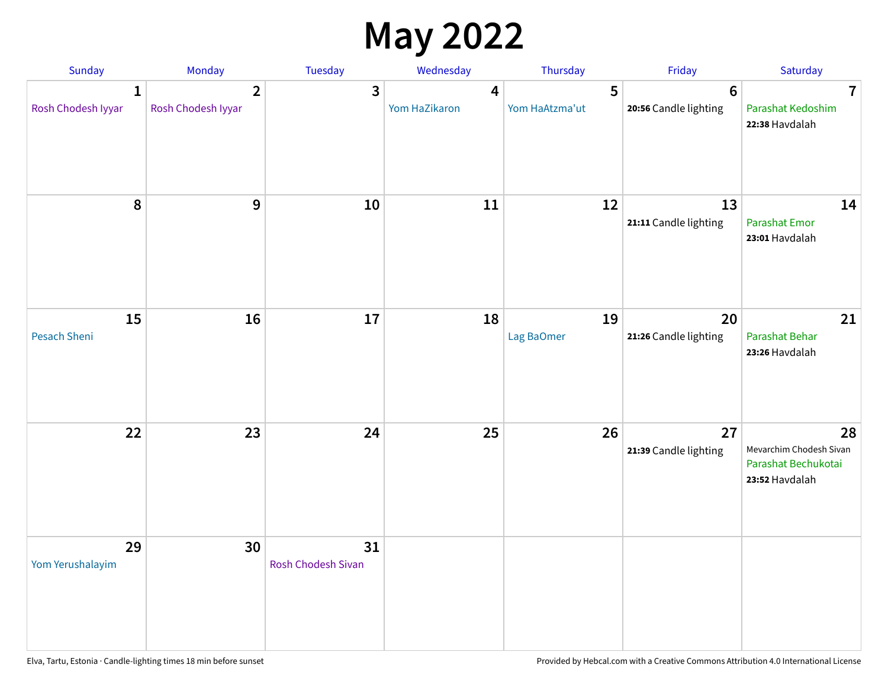# May 2022

| Sunday | Monday | Tuesday | Wednesday | Thursday | Friday | Saturday |
|---|---|---|---|---|---|---|
| 1<br>Rosh Chodesh Iyyar | 2<br>Rosh Chodesh Iyyar | 3 | 4<br>Yom HaZikaron | 5<br>Yom HaAtzma'ut | 6<br>**20:56** Candle lighting | 7<br>Parashat Kedoshim<br>**22:38** Havdalah |
| 8 | 9 | 10 | 11 | 12 | 13<br>**21:11** Candle lighting | 14<br>Parashat Emor<br>**23:01** Havdalah |
| 15<br>Pesach Sheni | 16 | 17 | 18 | 19<br>Lag BaOmer | 20<br>**21:26** Candle lighting | 21<br>Parashat Behar<br>**23:26** Havdalah |
| 22 | 23 | 24 | 25 | 26 | 27<br>**21:39** Candle lighting | 28<br>Mevarchim Chodesh Sivan<br>Parashat Bechukotai<br>**23:52** Havdalah |
| 29<br>Yom Yerushalayim | 30 | 31<br>Rosh Chodesh Sivan | | | | |

Elva, Tartu, Estonia · Candle-lighting times 18 min before sunset

Provided by Hebcal.com with a Creative Commons Attribution 4.0 International License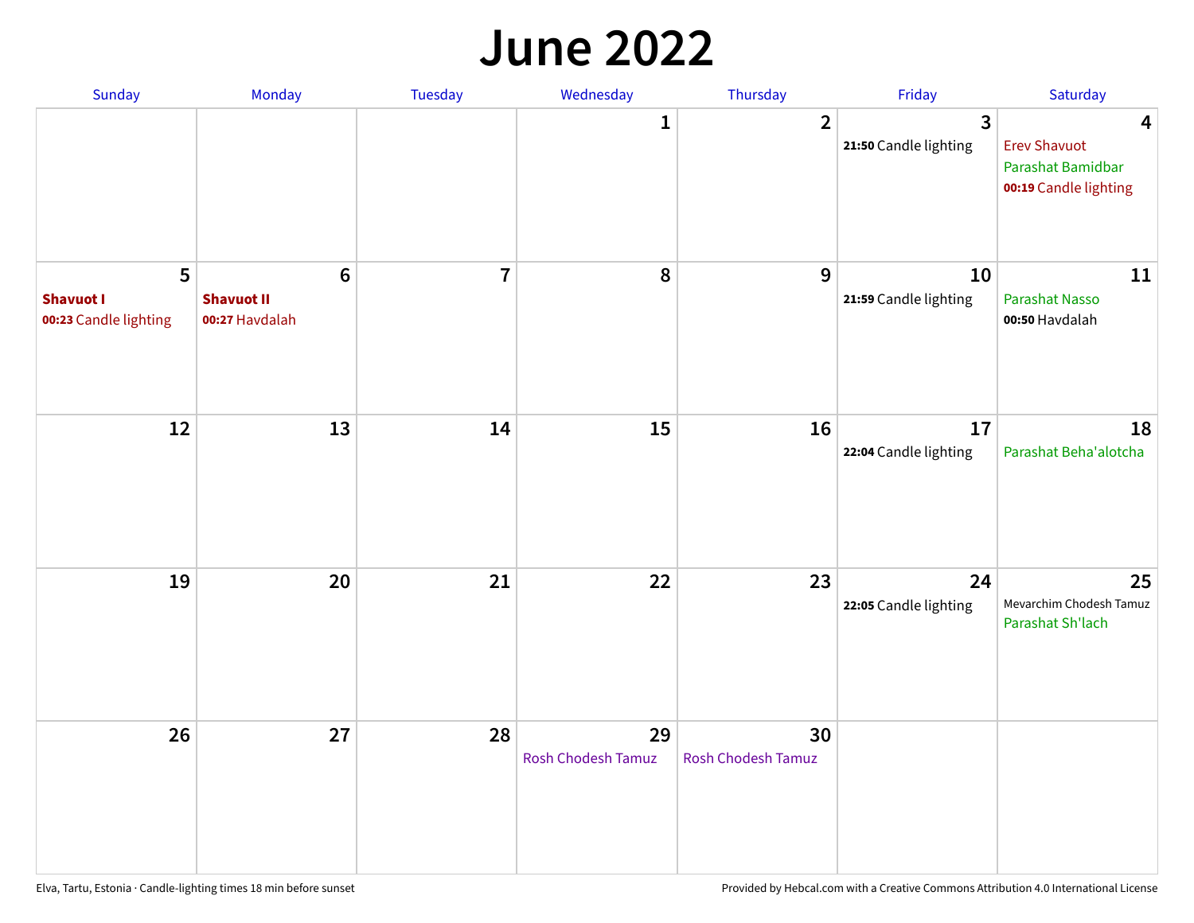# June 2022

| Sunday | Monday | Tuesday | Wednesday | Thursday | Friday | Saturday |
|---|---|---|---|---|---|---|
| | | | 1 | 2 | 3<br>**21:50** Candle lighting | 4<br>Erev Shavuot<br>Parashat Bamidbar<br>**00:19** Candle lighting |
| 5<br>**Shavuot I**<br>**00:23** Candle lighting | 6<br>**Shavuot II**<br>**00:27** Havdalah | 7 | 8 | 9 | 10<br>**21:59** Candle lighting | 11<br>Parashat Nasso<br>**00:50** Havdalah |
| 12 | 13 | 14 | 15 | 16 | 17<br>**22:04** Candle lighting | 18<br>Parashat Beha'alotcha |
| 19 | 20 | 21 | 22 | 23 | 24<br>**22:05** Candle lighting | 25<br>Mevarchim Chodesh Tamuz<br>Parashat Sh'lach |
| 26 | 27 | 28 | 29<br>Rosh Chodesh Tamuz | 30<br>Rosh Chodesh Tamuz | | |

Elva, Tartu, Estonia · Candle-lighting times 18 min before sunset

Provided by Hebcal.com with a Creative Commons Attribution 4.0 International License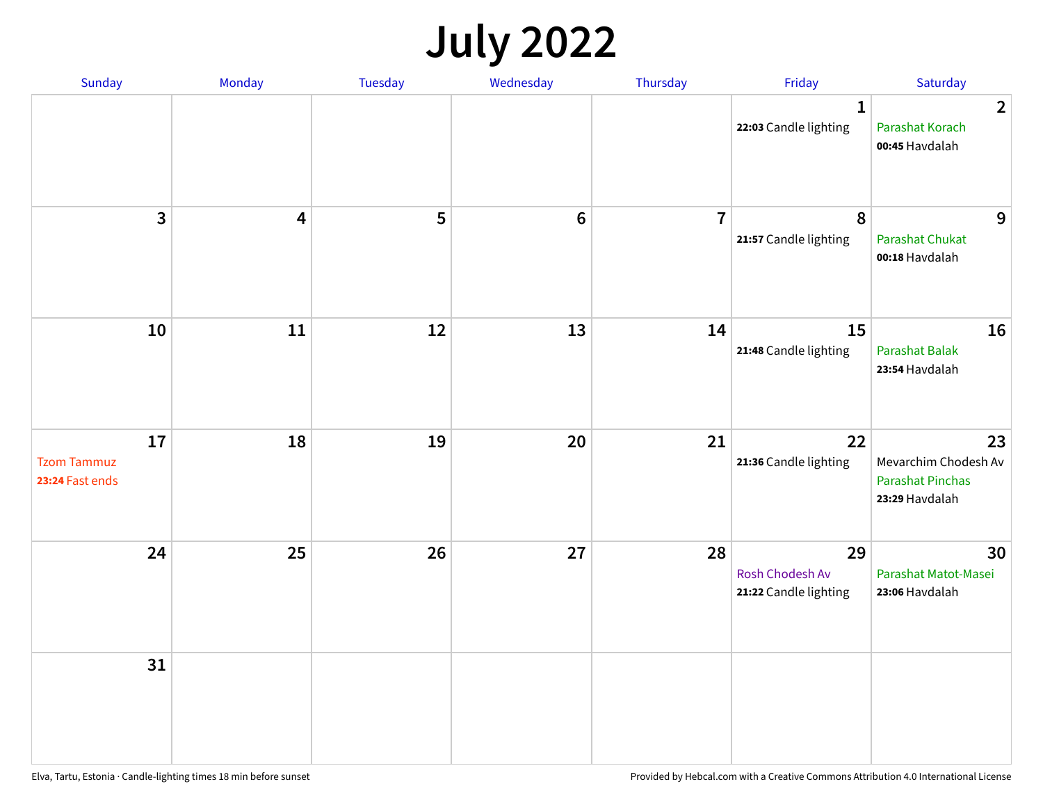# July 2022

| Sunday | Monday | Tuesday | Wednesday | Thursday | Friday | Saturday |
|---|---|---|---|---|---|---|
| | | | | | 1<br>**22:03** Candle lighting | 2<br>Parashat Korach<br>**00:45** Havdalah |
| 3 | 4 | 5 | 6 | 7 | 8<br>**21:57** Candle lighting | 9<br>Parashat Chukat<br>**00:18** Havdalah |
| 10 | 11 | 12 | 13 | 14 | 15<br>**21:48** Candle lighting | 16<br>Parashat Balak<br>**23:54** Havdalah |
| 17<br>Tzom Tammuz<br>**23:24** Fast ends | 18 | 19 | 20 | 21 | 22<br>**21:36** Candle lighting | 23<br>Mevarchim Chodesh Av<br>Parashat Pinchas<br>**23:29** Havdalah |
| 24 | 25 | 26 | 27 | 28 | 29<br>Rosh Chodesh Av<br>**21:22** Candle lighting | 30<br>Parashat Matot-Masei<br>**23:06** Havdalah |
| 31 | | | | | | |

Elva, Tartu, Estonia · Candle-lighting times 18 min before sunset

Provided by Hebcal.com with a Creative Commons Attribution 4.0 International License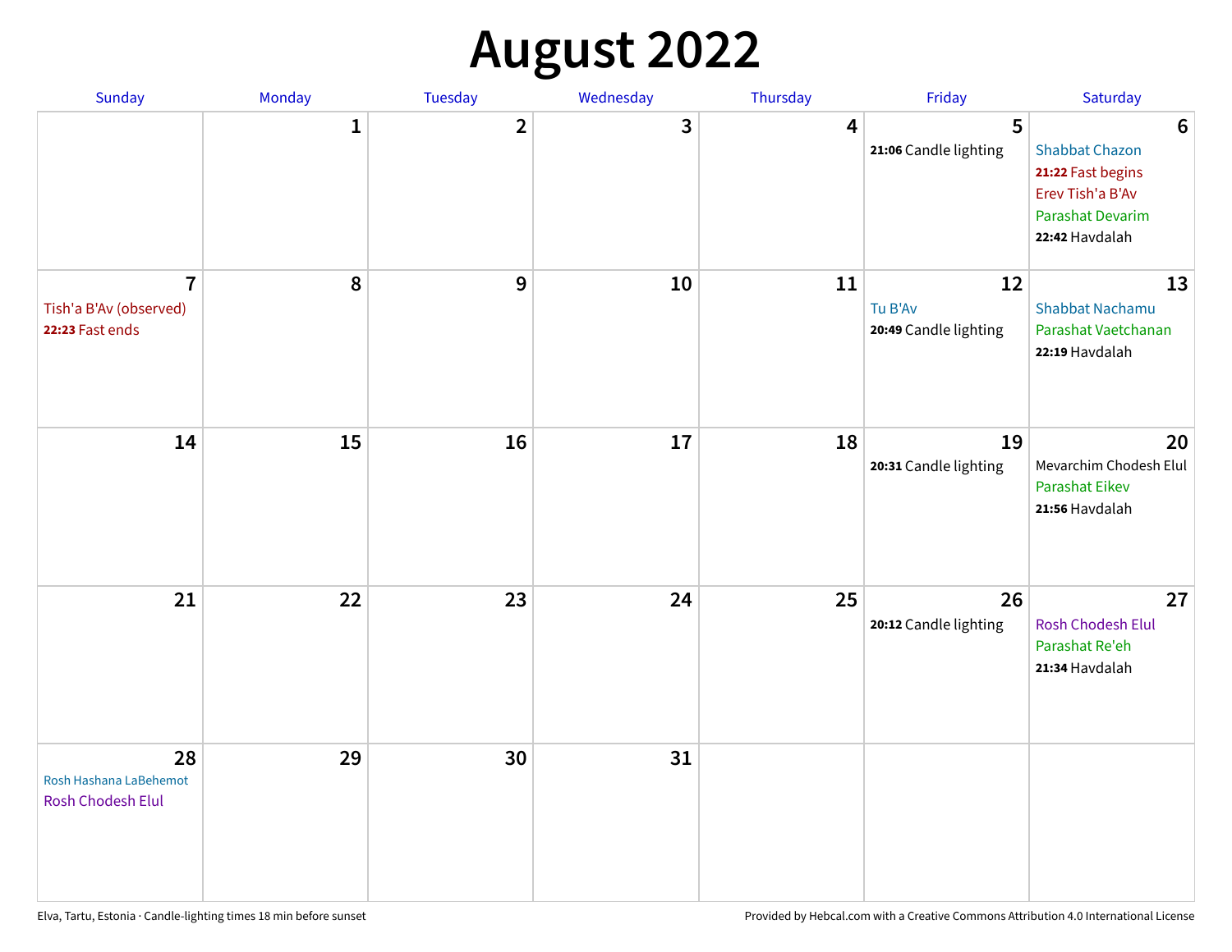# August 2022

| Sunday | Monday | Tuesday | Wednesday | Thursday | Friday | Saturday |
|---|---|---|---|---|---|---|
| | 1 | 2 | 3 | 4 | 5<br>**21:06** Candle lighting | 6<br>Shabbat Chazon<br>**21:22** Fast begins<br>Erev Tish'a B'Av<br>Parashat Devarim<br>**22:42** Havdalah |
| 7<br>Tish'a B'Av (observed)<br>**22:23** Fast ends | 8 | 9 | 10 | 11 | 12<br>Tu B'Av<br>**20:49** Candle lighting | 13<br>Shabbat Nachamu<br>Parashat Vaetchanan<br>**22:19** Havdalah |
| 14 | 15 | 16 | 17 | 18 | 19<br>**20:31** Candle lighting | 20<br>Mevarchim Chodesh Elul<br>Parashat Eikev<br>**21:56** Havdalah |
| 21 | 22 | 23 | 24 | 25 | 26<br>**20:12** Candle lighting | 27<br>Rosh Chodesh Elul<br>Parashat Re'eh<br>**21:34** Havdalah |
| 28<br>Rosh Hashana LaBehemot<br>Rosh Chodesh Elul | 29 | 30 | 31 | | | |

Elva, Tartu, Estonia · Candle-lighting times 18 min before sunset

Provided by Hebcal.com with a Creative Commons Attribution 4.0 International License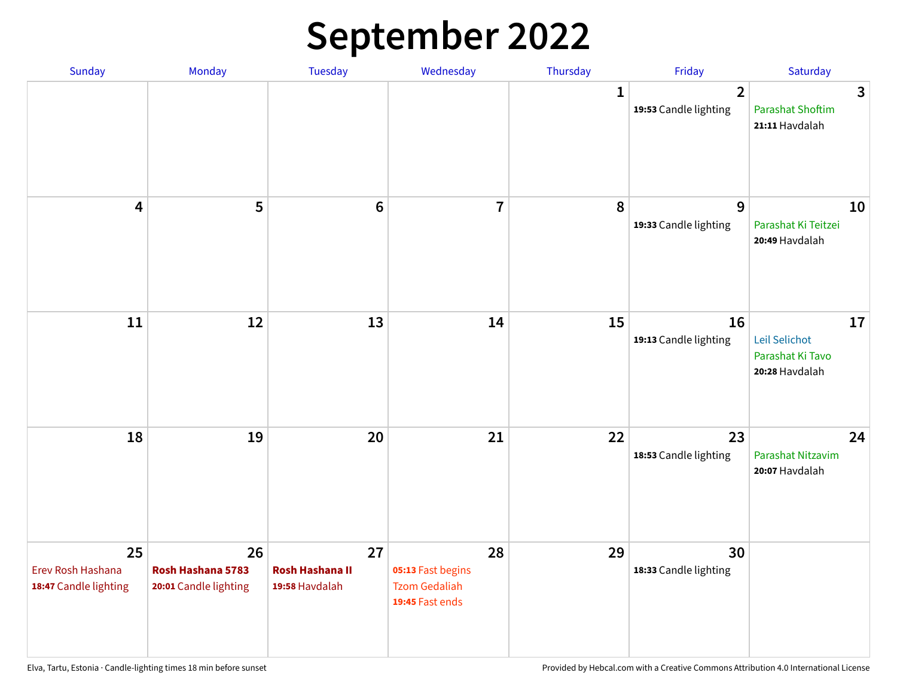# September 2022

| Sunday | Monday | Tuesday | Wednesday | Thursday | Friday | Saturday |
|---|---|---|---|---|---|---|
| | | | | 1 | 2<br>**19:53** Candle lighting | 3<br>Parashat Shoftim<br>**21:11** Havdalah |
| 4 | 5 | 6 | 7 | 8 | 9<br>**19:33** Candle lighting | 10<br>Parashat Ki Teitzei<br>**20:49** Havdalah |
| 11 | 12 | 13 | 14 | 15 | 16<br>**19:13** Candle lighting | 17<br>Leil Selichot<br>Parashat Ki Tavo<br>**20:28** Havdalah |
| 18 | 19 | 20 | 21 | 22 | 23<br>**18:53** Candle lighting | 24<br>Parashat Nitzavim<br>**20:07** Havdalah |
| 25<br>Erev Rosh Hashana<br>**18:47** Candle lighting | 26<br>**Rosh Hashana 5783**<br>**20:01** Candle lighting | 27<br>**Rosh Hashana II**<br>**19:58** Havdalah | 28<br>**05:13** Fast begins<br>Tzom Gedaliah<br>**19:45** Fast ends | 29 | 30<br>**18:33** Candle lighting | |

Elva, Tartu, Estonia · Candle-lighting times 18 min before sunset

Provided by Hebcal.com with a Creative Commons Attribution 4.0 International License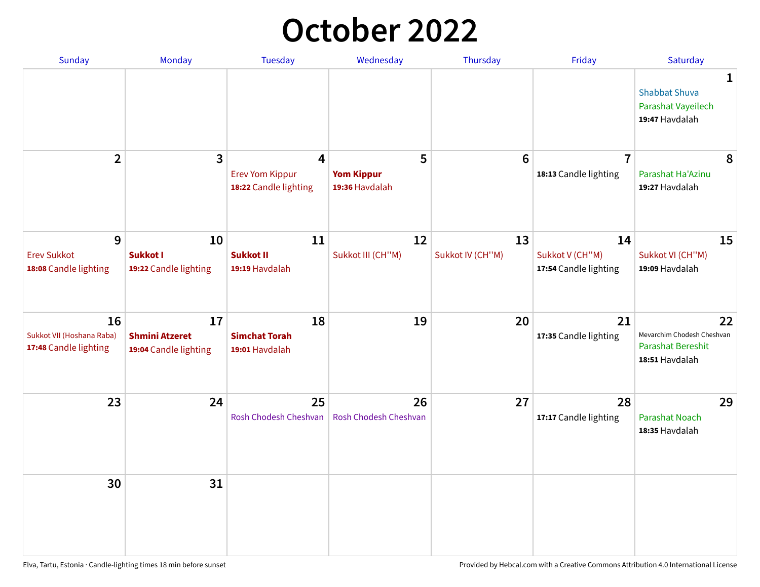# October 2022

| Sunday | Monday | Tuesday | Wednesday | Thursday | Friday | Saturday |
|---|---|---|---|---|---|---|
| | | | | | | **1** Shabbat Shuva Parashat Vayeilech **19:47** Havdalah |
| **2** | **3** | **4** Erev Yom Kippur **18:22** Candle lighting | **5** **Yom Kippur** **19:36** Havdalah | **6** | **7** **18:13** Candle lighting | **8** Parashat Ha'Azinu **19:27** Havdalah |
| **9** Erev Sukkot **18:08** Candle lighting | **10** **Sukkot I** **19:22** Candle lighting | **11** **Sukkot II** **19:19** Havdalah | **12** Sukkot III (CH''M) | **13** Sukkot IV (CH''M) | **14** Sukkot V (CH''M) **17:54** Candle lighting | **15** Sukkot VI (CH''M) **19:09** Havdalah |
| **16** Sukkot VII (Hoshana Raba) **17:48** Candle lighting | **17** **Shmini Atzeret** **19:04** Candle lighting | **18** **Simchat Torah** **19:01** Havdalah | **19** | **20** | **21** **17:35** Candle lighting | **22** Mevarchim Chodesh Cheshvan Parashat Bereshit **18:51** Havdalah |
| **23** | **24** | **25** Rosh Chodesh Cheshvan | **26** Rosh Chodesh Cheshvan | **27** | **28** **17:17** Candle lighting | **29** Parashat Noach **18:35** Havdalah |
| **30** | **31** | | | | | |

Elva, Tartu, Estonia · Candle-lighting times 18 min before sunset

Provided by Hebcal.com with a Creative Commons Attribution 4.0 International License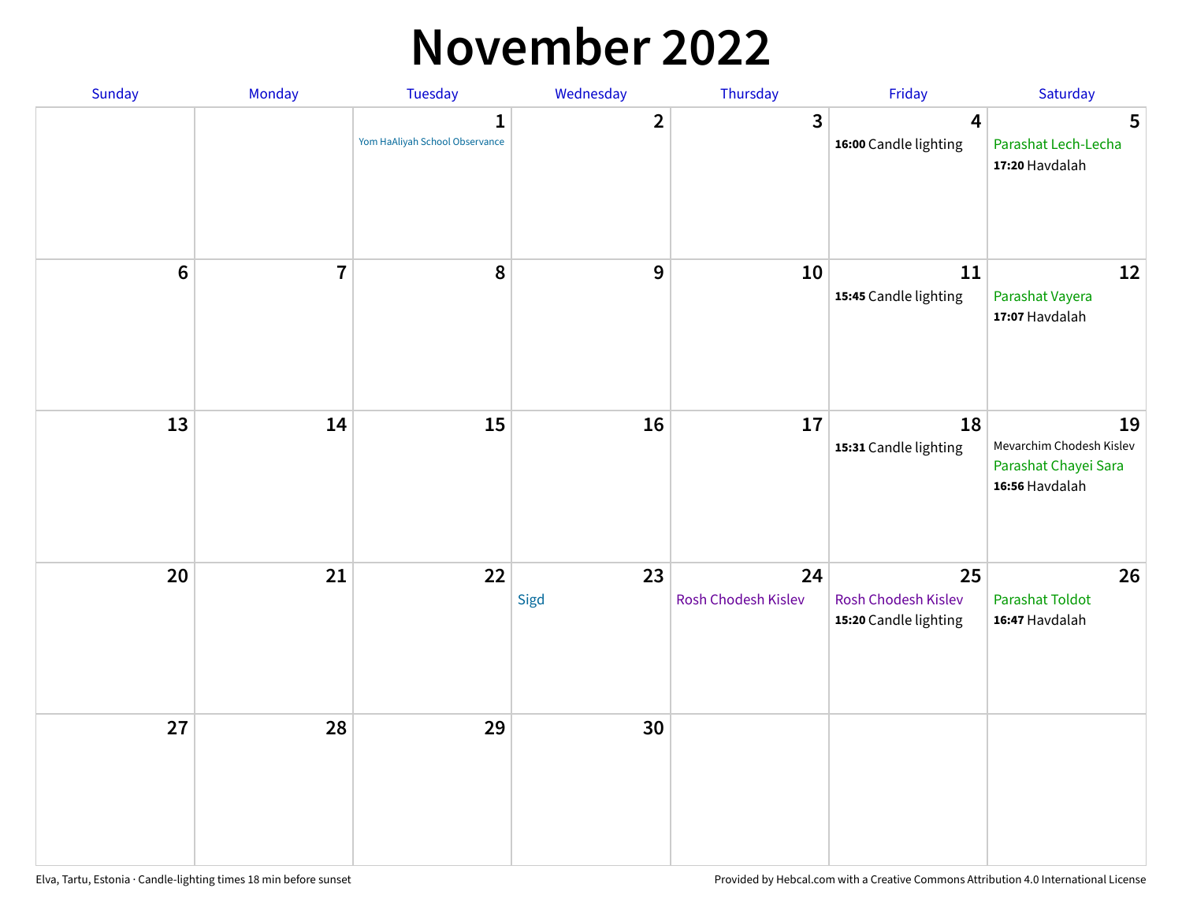# November 2022

| Sunday | Monday | Tuesday | Wednesday | Thursday | Friday | Saturday |
|---|---|---|---|---|---|---|
| | | 1 Yom HaAliyah School Observance | 2 | 3 | 4 **16:00** Candle lighting | 5 Parashat Lech-Lecha **17:20** Havdalah |
| 6 | 7 | 8 | 9 | 10 | 11 **15:45** Candle lighting | 12 Parashat Vayera **17:07** Havdalah |
| 13 | 14 | 15 | 16 | 17 | 18 **15:31** Candle lighting | 19 Mevarchim Chodesh Kislev Parashat Chayei Sara **16:56** Havdalah |
| 20 | 21 | 22 | 23 Sigd | 24 Rosh Chodesh Kislev | 25 Rosh Chodesh Kislev **15:20** Candle lighting | 26 Parashat Toldot **16:47** Havdalah |
| 27 | 28 | 29 | 30 | | | |

Elva, Tartu, Estonia · Candle-lighting times 18 min before sunset

Provided by Hebcal.com with a Creative Commons Attribution 4.0 International License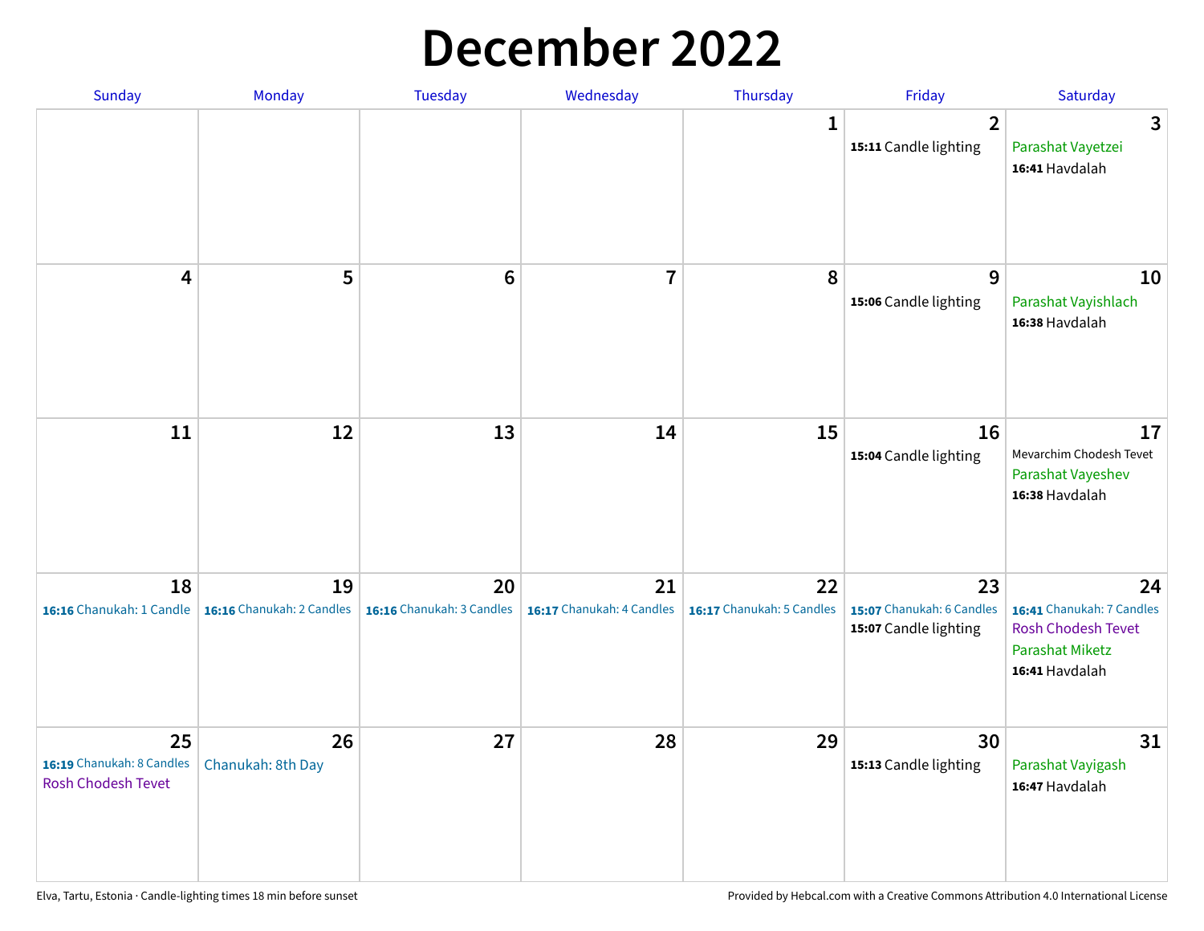# December 2022

| Sunday | Monday | Tuesday | Wednesday | Thursday | Friday | Saturday |
|---|---|---|---|---|---|---|
| | | | | 1 | 2<br>**15:11** Candle lighting | 3<br>Parashat Vayetzei<br>**16:41** Havdalah |
| 4 | 5 | 6 | 7 | 8 | 9<br>**15:06** Candle lighting | 10<br>Parashat Vayishlach<br>**16:38** Havdalah |
| 11 | 12 | 13 | 14 | 15 | 16<br>**15:04** Candle lighting | 17<br>Mevarchim Chodesh Tevet<br>Parashat Vayeshev<br>**16:38** Havdalah |
| 18<br>**16:16** Chanukah: 1 Candle | 19<br>**16:16** Chanukah: 2 Candles | 20<br>**16:16** Chanukah: 3 Candles | 21<br>**16:17** Chanukah: 4 Candles | 22<br>**16:17** Chanukah: 5 Candles | 23<br>**15:07** Chanukah: 6 Candles<br>**15:07** Candle lighting | 24<br>**16:41** Chanukah: 7 Candles<br>Rosh Chodesh Tevet<br>Parashat Miketz<br>**16:41** Havdalah |
| 25<br>**16:19** Chanukah: 8 Candles<br>Rosh Chodesh Tevet | 26<br>Chanukah: 8th Day | 27 | 28 | 29 | 30<br>**15:13** Candle lighting | 31<br>Parashat Vayigash<br>**16:47** Havdalah |

Elva, Tartu, Estonia · Candle-lighting times 18 min before sunset

Provided by Hebcal.com with a Creative Commons Attribution 4.0 International License